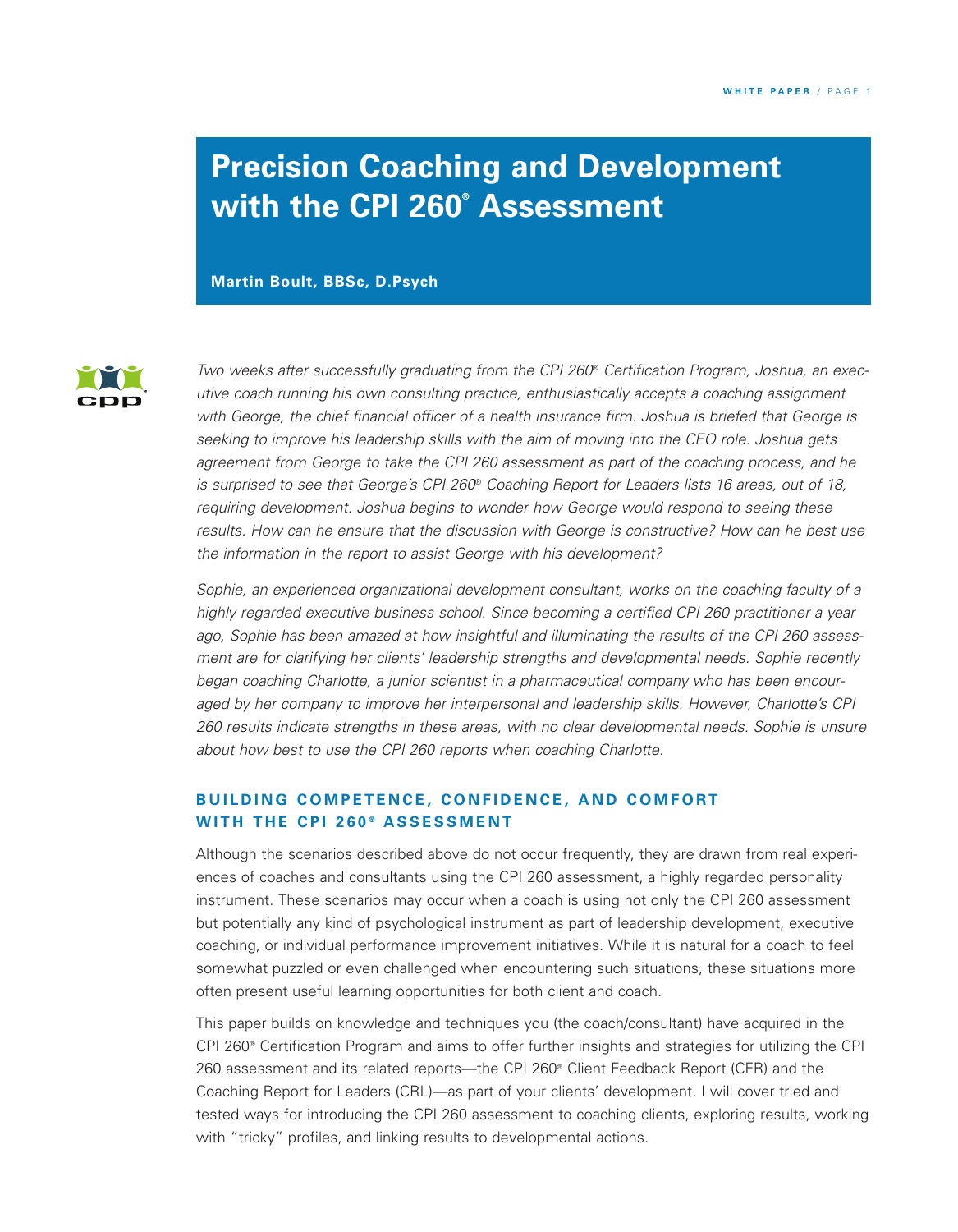# Precision Coaching and Development with the CPI 260® Assessment

**Martin Boult, BBSc, D.Psych**

*Two weeks after successfully graduating from the CPI 260® Certification Program, Joshua, an executive coach running his own consulting practice, enthusiastically accepts a coaching assignment with George, the chief financial officer of a health insurance firm. Joshua is briefed that George is seeking to improve his leadership skills with the aim of moving into the CEO role. Joshua gets agreement from George to take the CPI 260 assessment as part of the coaching process, and he is surprised to see that George's CPI 260® Coaching Report for Leaders lists 16 areas, out of 18, requiring development. Joshua begins to wonder how George would respond to seeing these results. How can he ensure that the discussion with George is constructive? How can he best use the information in the report to assist George with his development?*

*Sophie, an experienced organizational development consultant, works on the coaching faculty of a highly regarded executive business school. Since becoming a certified CPI 260 practitioner a year ago, Sophie has been amazed at how insightful and illuminating the results of the CPI 260 assessment are for clarifying her clients' leadership strengths and developmental needs. Sophie recently began coaching Charlotte, a junior scientist in a pharmaceutical company who has been encouraged by her company to improve her interpersonal and leadership skills. However, Charlotte's CPI 260 results indicate strengths in these areas, with no clear developmental needs. Sophie is unsure about how best to use the CPI 260 reports when coaching Charlotte.*

## BUILDING COMPETENCE, CONFIDENCE, AND COMFORT WITH THE CPI 260® ASSESSMENT

Although the scenarios described above do not occur frequently, they are drawn from real experiences of coaches and consultants using the CPI 260 assessment, a highly regarded personality instrument. These scenarios may occur when a coach is using not only the CPI 260 assessment but potentially any kind of psychological instrument as part of leadership development, executive coaching, or individual performance improvement initiatives. While it is natural for a coach to feel somewhat puzzled or even challenged when encountering such situations, these situations more often present useful learning opportunities for both client and coach.

This paper builds on knowledge and techniques you (the coach/consultant) have acquired in the CPI 260® Certification Program and aims to offer further insights and strategies for utilizing the CPI 260 assessment and its related reports—the CPI 260® Client Feedback Report (CFR) and the Coaching Report for Leaders (CRL)—as part of your clients' development. I will cover tried and tested ways for introducing the CPI 260 assessment to coaching clients, exploring results, working with "tricky" profiles, and linking results to developmental actions.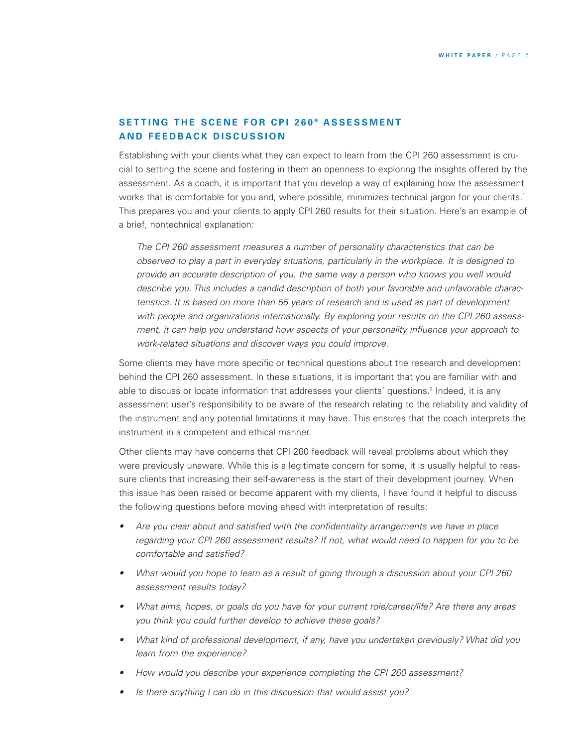## SETTING THE SCENE FOR CPI 260® ASSESSMENT AND FEEDBACK DISCUSSION

Establishing with your clients what they can expect to learn from the CPI 260 assessment is crucial to setting the scene and fostering in them an openness to exploring the insights offered by the assessment. As a coach, it is important that you develop a way of explaining how the assessment works that is comfortable for you and, where possible, minimizes technical jargon for your clients.[1] This prepares you and your clients to apply CPI 260 results for their situation. Here's an example of a brief, nontechnical explanation:

> *The CPI 260 assessment measures a number of personality characteristics that can be observed to play a part in everyday situations, particularly in the workplace. It is designed to provide an accurate description of you, the same way a person who knows you well would describe you. This includes a candid description of both your favorable and unfavorable characteristics. It is based on more than 55 years of research and is used as part of development with people and organizations internationally. By exploring your results on the CPI 260 assessment, it can help you understand how aspects of your personality influence your approach to work-related situations and discover ways you could improve.*

Some clients may have more specific or technical questions about the research and development behind the CPI 260 assessment. In these situations, it is important that you are familiar with and able to discuss or locate information that addresses your clients' questions.[2] Indeed, it is any assessment user's responsibility to be aware of the research relating to the reliability and validity of the instrument and any potential limitations it may have. This ensures that the coach interprets the instrument in a competent and ethical manner.

Other clients may have concerns that CPI 260 feedback will reveal problems about which they were previously unaware. While this is a legitimate concern for some, it is usually helpful to reassure clients that increasing their self-awareness is the start of their development journey. When this issue has been raised or become apparent with my clients, I have found it helpful to discuss the following questions before moving ahead with interpretation of results:

- *Are you clear about and satisfied with the confidentiality arrangements we have in place regarding your CPI 260 assessment results? If not, what would need to happen for you to be comfortable and satisfied?*
- *What would you hope to learn as a result of going through a discussion about your CPI 260 assessment results today?*
- *What aims, hopes, or goals do you have for your current role/career/life? Are there any areas you think you could further develop to achieve these goals?*
- *What kind of professional development, if any, have you undertaken previously? What did you learn from the experience?*
- *How would you describe your experience completing the CPI 260 assessment?*
- *Is there anything I can do in this discussion that would assist you?*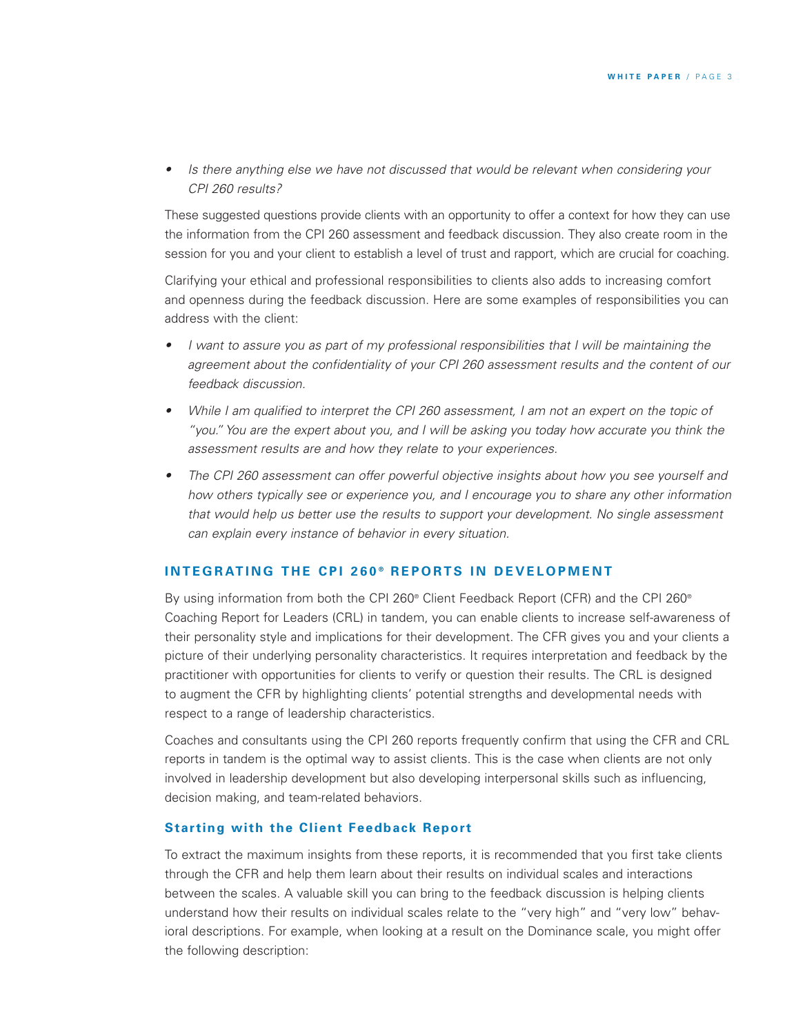- *Is there anything else we have not discussed that would be relevant when considering your CPI 260 results?*

These suggested questions provide clients with an opportunity to offer a context for how they can use the information from the CPI 260 assessment and feedback discussion. They also create room in the session for you and your client to establish a level of trust and rapport, which are crucial for coaching.

Clarifying your ethical and professional responsibilities to clients also adds to increasing comfort and openness during the feedback discussion. Here are some examples of responsibilities you can address with the client:

- *I want to assure you as part of my professional responsibilities that I will be maintaining the agreement about the confidentiality of your CPI 260 assessment results and the content of our feedback discussion.*
- *While I am qualified to interpret the CPI 260 assessment, I am not an expert on the topic of "you." You are the expert about you, and I will be asking you today how accurate you think the assessment results are and how they relate to your experiences.*
- *The CPI 260 assessment can offer powerful objective insights about how you see yourself and how others typically see or experience you, and I encourage you to share any other information that would help us better use the results to support your development. No single assessment can explain every instance of behavior in every situation.*

## INTEGRATING THE CPI 260® REPORTS IN DEVELOPMENT

By using information from both the CPI 260® Client Feedback Report (CFR) and the CPI 260® Coaching Report for Leaders (CRL) in tandem, you can enable clients to increase self-awareness of their personality style and implications for their development. The CFR gives you and your clients a picture of their underlying personality characteristics. It requires interpretation and feedback by the practitioner with opportunities for clients to verify or question their results. The CRL is designed to augment the CFR by highlighting clients' potential strengths and developmental needs with respect to a range of leadership characteristics.

Coaches and consultants using the CPI 260 reports frequently confirm that using the CFR and CRL reports in tandem is the optimal way to assist clients. This is the case when clients are not only involved in leadership development but also developing interpersonal skills such as influencing, decision making, and team-related behaviors.

### Starting with the Client Feedback Report

To extract the maximum insights from these reports, it is recommended that you first take clients through the CFR and help them learn about their results on individual scales and interactions between the scales. A valuable skill you can bring to the feedback discussion is helping clients understand how their results on individual scales relate to the "very high" and "very low" behavioral descriptions. For example, when looking at a result on the Dominance scale, you might offer the following description: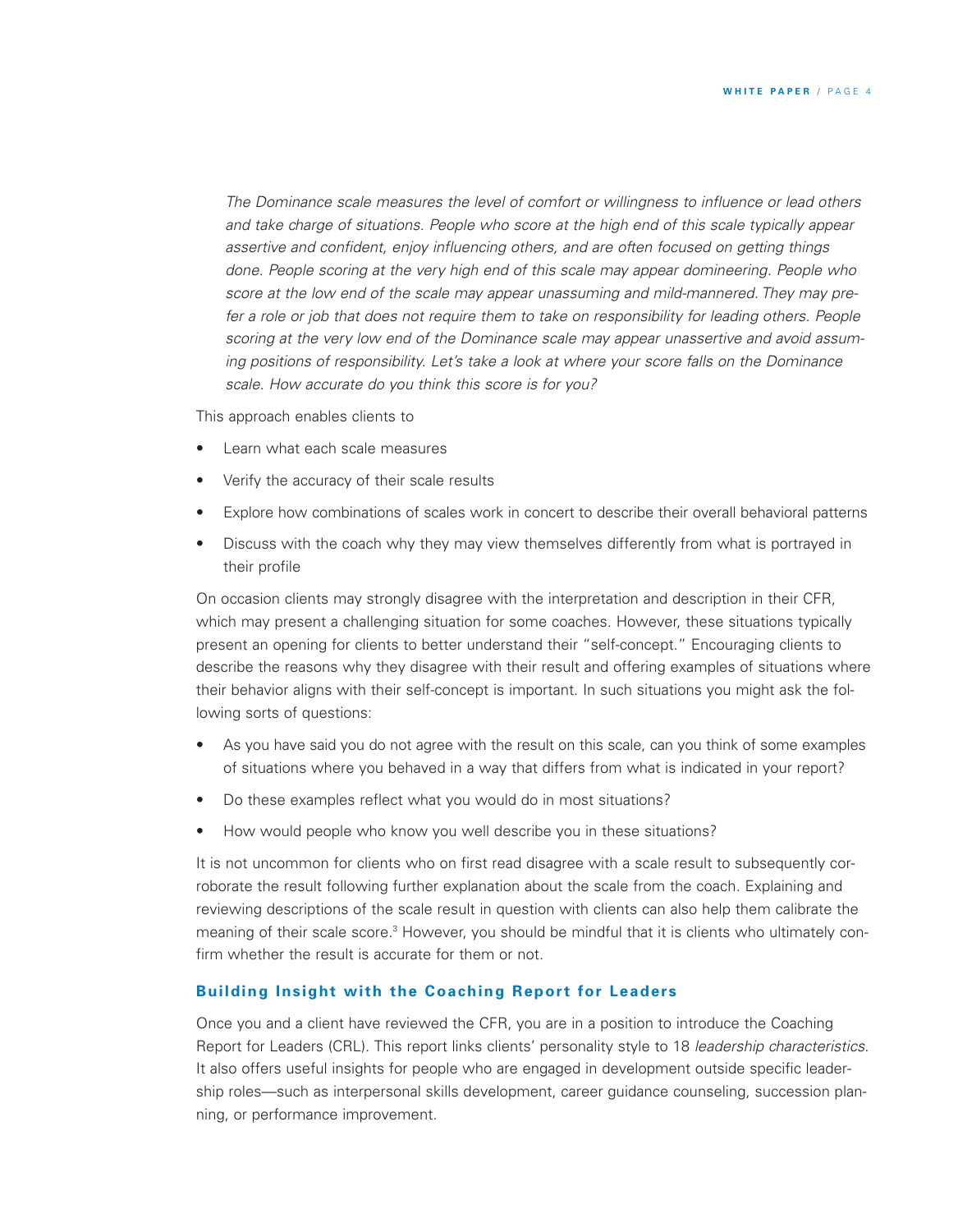*The Dominance scale measures the level of comfort or willingness to influence or lead others and take charge of situations. People who score at the high end of this scale typically appear assertive and confident, enjoy influencing others, and are often focused on getting things done. People scoring at the very high end of this scale may appear domineering. People who score at the low end of the scale may appear unassuming and mild-mannered. They may prefer a role or job that does not require them to take on responsibility for leading others. People scoring at the very low end of the Dominance scale may appear unassertive and avoid assuming positions of responsibility. Let's take a look at where your score falls on the Dominance scale. How accurate do you think this score is for you?*

This approach enables clients to

- Learn what each scale measures
- Verify the accuracy of their scale results
- Explore how combinations of scales work in concert to describe their overall behavioral patterns
- Discuss with the coach why they may view themselves differently from what is portrayed in their profile

On occasion clients may strongly disagree with the interpretation and description in their CFR, which may present a challenging situation for some coaches. However, these situations typically present an opening for clients to better understand their "self-concept." Encouraging clients to describe the reasons why they disagree with their result and offering examples of situations where their behavior aligns with their self-concept is important. In such situations you might ask the following sorts of questions:

- As you have said you do not agree with the result on this scale, can you think of some examples of situations where you behaved in a way that differs from what is indicated in your report?
- Do these examples reflect what you would do in most situations?
- How would people who know you well describe you in these situations?

It is not uncommon for clients who on first read disagree with a scale result to subsequently corroborate the result following further explanation about the scale from the coach. Explaining and reviewing descriptions of the scale result in question with clients can also help them calibrate the meaning of their scale score.[3] However, you should be mindful that it is clients who ultimately confirm whether the result is accurate for them or not.

## Building Insight with the Coaching Report for Leaders

Once you and a client have reviewed the CFR, you are in a position to introduce the Coaching Report for Leaders (CRL). This report links clients' personality style to 18 *leadership characteristics*. It also offers useful insights for people who are engaged in development outside specific leadership roles—such as interpersonal skills development, career guidance counseling, succession planning, or performance improvement.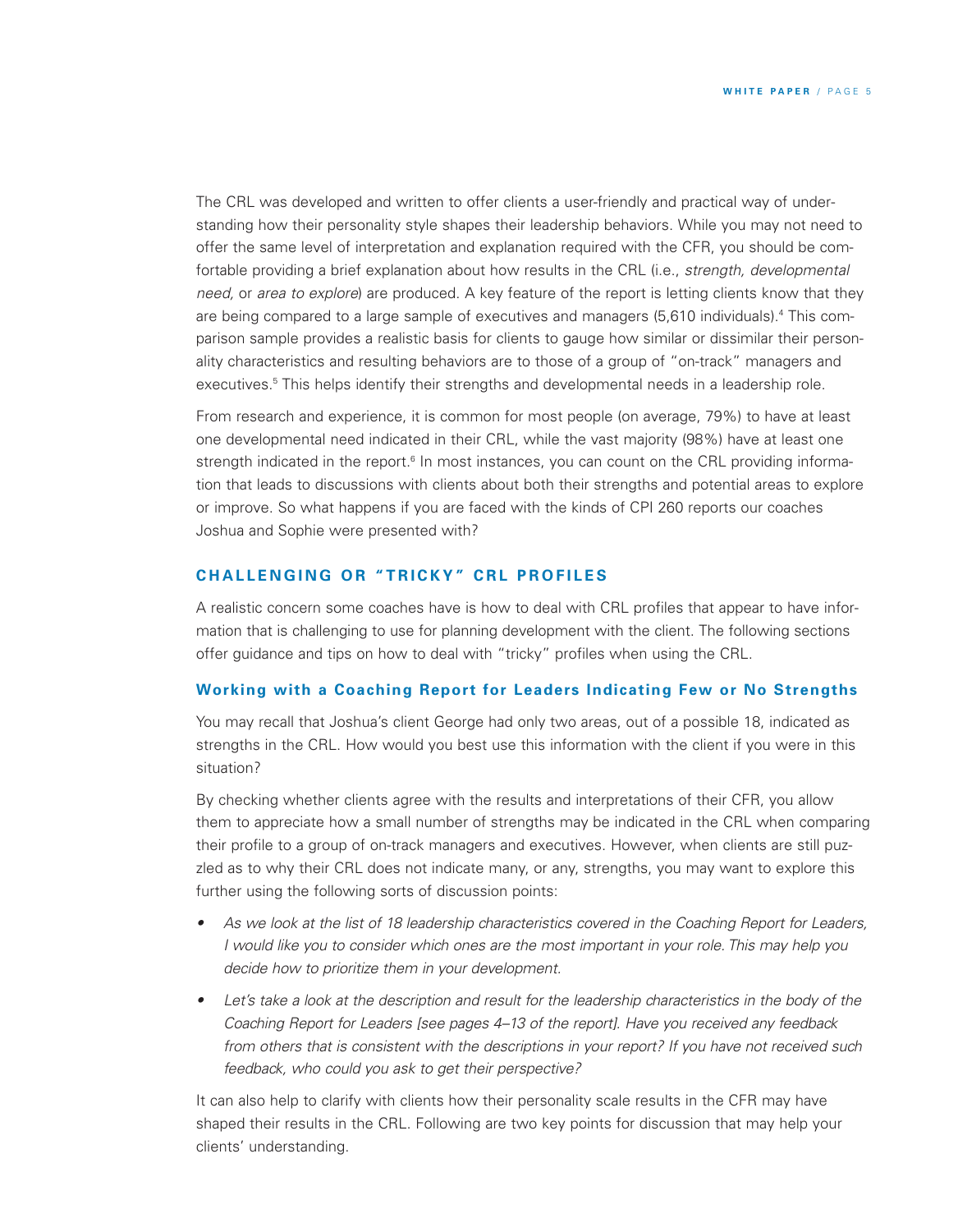The CRL was developed and written to offer clients a user-friendly and practical way of understanding how their personality style shapes their leadership behaviors. While you may not need to offer the same level of interpretation and explanation required with the CFR, you should be comfortable providing a brief explanation about how results in the CRL (i.e., *strength, developmental need,* or *area to explore*) are produced. A key feature of the report is letting clients know that they are being compared to a large sample of executives and managers (5,610 individuals).[4] This comparison sample provides a realistic basis for clients to gauge how similar or dissimilar their personality characteristics and resulting behaviors are to those of a group of "on-track" managers and executives.[5] This helps identify their strengths and developmental needs in a leadership role.

From research and experience, it is common for most people (on average, 79%) to have at least one developmental need indicated in their CRL, while the vast majority (98%) have at least one strength indicated in the report.[6] In most instances, you can count on the CRL providing information that leads to discussions with clients about both their strengths and potential areas to explore or improve. So what happens if you are faced with the kinds of CPI 260 reports our coaches Joshua and Sophie were presented with?

## CHALLENGING OR "TRICKY" CRL PROFILES

A realistic concern some coaches have is how to deal with CRL profiles that appear to have information that is challenging to use for planning development with the client. The following sections offer guidance and tips on how to deal with "tricky" profiles when using the CRL.

### Working with a Coaching Report for Leaders Indicating Few or No Strengths

You may recall that Joshua's client George had only two areas, out of a possible 18, indicated as strengths in the CRL. How would you best use this information with the client if you were in this situation?

By checking whether clients agree with the results and interpretations of their CFR, you allow them to appreciate how a small number of strengths may be indicated in the CRL when comparing their profile to a group of on-track managers and executives. However, when clients are still puzzled as to why their CRL does not indicate many, or any, strengths, you may want to explore this further using the following sorts of discussion points:

- *As we look at the list of 18 leadership characteristics covered in the Coaching Report for Leaders, I would like you to consider which ones are the most important in your role. This may help you decide how to prioritize them in your development.*
- *Let's take a look at the description and result for the leadership characteristics in the body of the Coaching Report for Leaders [see pages 4–13 of the report]. Have you received any feedback from others that is consistent with the descriptions in your report? If you have not received such feedback, who could you ask to get their perspective?*

It can also help to clarify with clients how their personality scale results in the CFR may have shaped their results in the CRL. Following are two key points for discussion that may help your clients' understanding.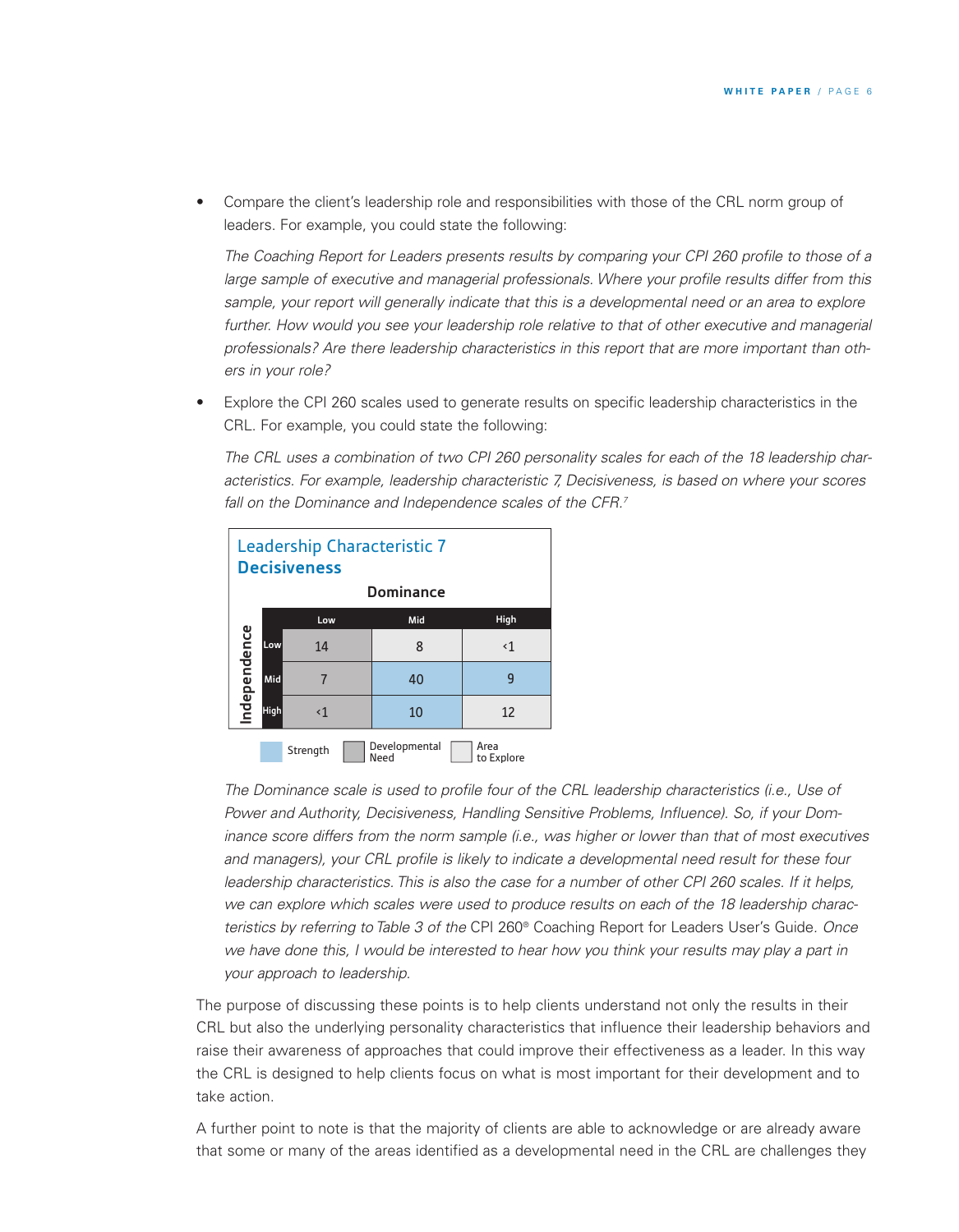- Compare the client's leadership role and responsibilities with those of the CRL norm group of leaders. For example, you could state the following:

  *The Coaching Report for Leaders presents results by comparing your CPI 260 profile to those of a large sample of executive and managerial professionals. Where your profile results differ from this sample, your report will generally indicate that this is a developmental need or an area to explore further. How would you see your leadership role relative to that of other executive and managerial professionals? Are there leadership characteristics in this report that are more important than others in your role?*

- Explore the CPI 260 scales used to generate results on specific leadership characteristics in the CRL. For example, you could state the following:

  *The CRL uses a combination of two CPI 260 personality scales for each of the 18 leadership characteristics. For example, leadership characteristic 7, Decisiveness, is based on where your scores fall on the Dominance and Independence scales of the CFR.*[7]

**Leadership Characteristic 7**
**Decisiveness**

| Independence \ Dominance | Low | Mid | High |
|---|---|---|---|
| Low | 14 | 8 | ‹1 |
| Mid | 7 | 40 | 9 |
| High | ‹1 | 10 | 12 |

Legend: Strength (Mid/Mid, Mid/High, High/Mid); Developmental Need (Low/Low, Mid/Low, High/Low); Area to Explore (Low/Mid, Low/High, High/High)

  *The Dominance scale is used to profile four of the CRL leadership characteristics (i.e., Use of Power and Authority, Decisiveness, Handling Sensitive Problems, Influence). So, if your Dominance score differs from the norm sample (i.e., was higher or lower than that of most executives and managers), your CRL profile is likely to indicate a developmental need result for these four leadership characteristics. This is also the case for a number of other CPI 260 scales. If it helps, we can explore which scales were used to produce results on each of the 18 leadership characteristics by referring to Table 3 of the* CPI 260® Coaching Report for Leaders User's Guide. *Once we have done this, I would be interested to hear how you think your results may play a part in your approach to leadership.*

The purpose of discussing these points is to help clients understand not only the results in their CRL but also the underlying personality characteristics that influence their leadership behaviors and raise their awareness of approaches that could improve their effectiveness as a leader. In this way the CRL is designed to help clients focus on what is most important for their development and to take action.

A further point to note is that the majority of clients are able to acknowledge or are already aware that some or many of the areas identified as a developmental need in the CRL are challenges they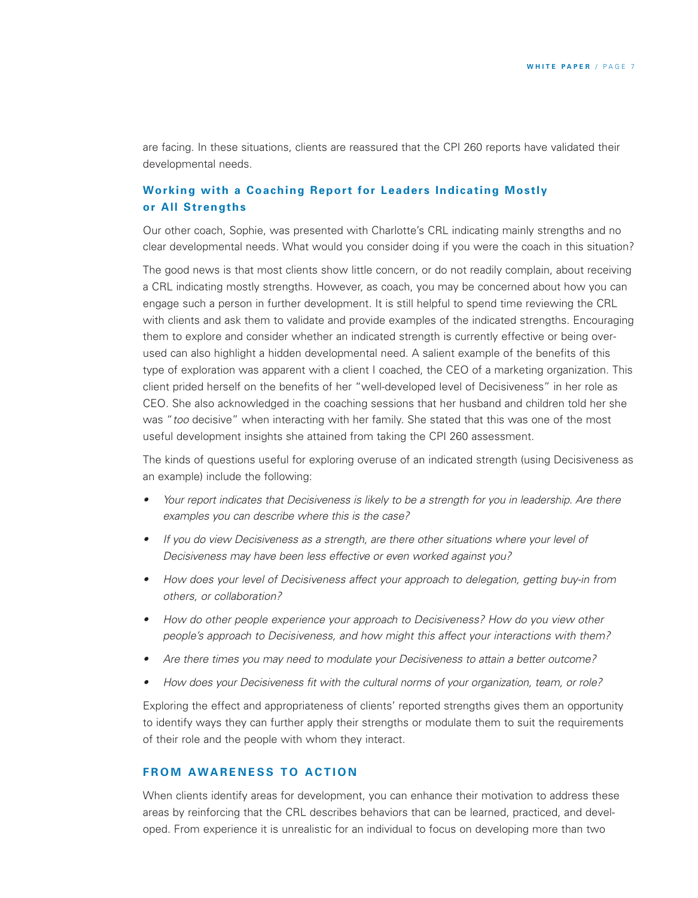are facing. In these situations, clients are reassured that the CPI 260 reports have validated their developmental needs.

### Working with a Coaching Report for Leaders Indicating Mostly or All Strengths

Our other coach, Sophie, was presented with Charlotte's CRL indicating mainly strengths and no clear developmental needs. What would you consider doing if you were the coach in this situation?

The good news is that most clients show little concern, or do not readily complain, about receiving a CRL indicating mostly strengths. However, as coach, you may be concerned about how you can engage such a person in further development. It is still helpful to spend time reviewing the CRL with clients and ask them to validate and provide examples of the indicated strengths. Encouraging them to explore and consider whether an indicated strength is currently effective or being overused can also highlight a hidden developmental need. A salient example of the benefits of this type of exploration was apparent with a client I coached, the CEO of a marketing organization. This client prided herself on the benefits of her "well-developed level of Decisiveness" in her role as CEO. She also acknowledged in the coaching sessions that her husband and children told her she was "*too* decisive" when interacting with her family. She stated that this was one of the most useful development insights she attained from taking the CPI 260 assessment.

The kinds of questions useful for exploring overuse of an indicated strength (using Decisiveness as an example) include the following:

- *Your report indicates that Decisiveness is likely to be a strength for you in leadership. Are there examples you can describe where this is the case?*
- *If you do view Decisiveness as a strength, are there other situations where your level of Decisiveness may have been less effective or even worked against you?*
- *How does your level of Decisiveness affect your approach to delegation, getting buy-in from others, or collaboration?*
- *How do other people experience your approach to Decisiveness? How do you view other people's approach to Decisiveness, and how might this affect your interactions with them?*
- *Are there times you may need to modulate your Decisiveness to attain a better outcome?*
- *How does your Decisiveness fit with the cultural norms of your organization, team, or role?*

Exploring the effect and appropriateness of clients' reported strengths gives them an opportunity to identify ways they can further apply their strengths or modulate them to suit the requirements of their role and the people with whom they interact.

## FROM AWARENESS TO ACTION

When clients identify areas for development, you can enhance their motivation to address these areas by reinforcing that the CRL describes behaviors that can be learned, practiced, and developed. From experience it is unrealistic for an individual to focus on developing more than two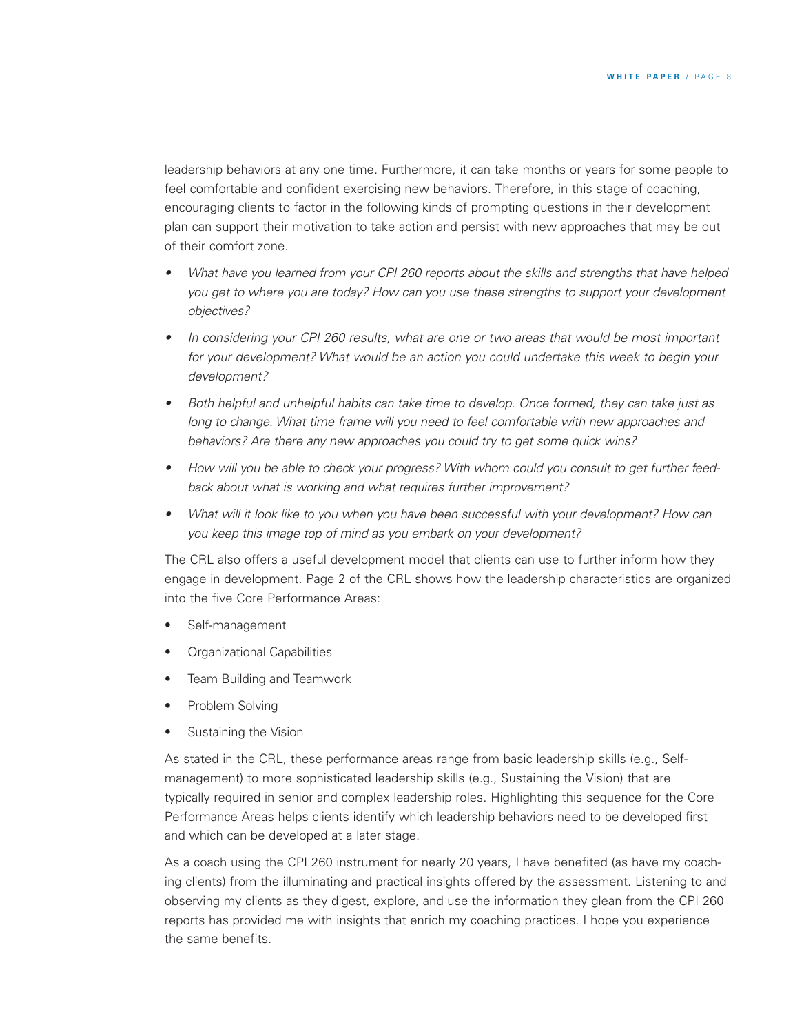leadership behaviors at any one time. Furthermore, it can take months or years for some people to feel comfortable and confident exercising new behaviors. Therefore, in this stage of coaching, encouraging clients to factor in the following kinds of prompting questions in their development plan can support their motivation to take action and persist with new approaches that may be out of their comfort zone.

- *What have you learned from your CPI 260 reports about the skills and strengths that have helped you get to where you are today? How can you use these strengths to support your development objectives?*
- *In considering your CPI 260 results, what are one or two areas that would be most important for your development? What would be an action you could undertake this week to begin your development?*
- *Both helpful and unhelpful habits can take time to develop. Once formed, they can take just as long to change. What time frame will you need to feel comfortable with new approaches and behaviors? Are there any new approaches you could try to get some quick wins?*
- *How will you be able to check your progress? With whom could you consult to get further feedback about what is working and what requires further improvement?*
- *What will it look like to you when you have been successful with your development? How can you keep this image top of mind as you embark on your development?*

The CRL also offers a useful development model that clients can use to further inform how they engage in development. Page 2 of the CRL shows how the leadership characteristics are organized into the five Core Performance Areas:

- Self-management
- Organizational Capabilities
- Team Building and Teamwork
- Problem Solving
- Sustaining the Vision

As stated in the CRL, these performance areas range from basic leadership skills (e.g., Self-management) to more sophisticated leadership skills (e.g., Sustaining the Vision) that are typically required in senior and complex leadership roles. Highlighting this sequence for the Core Performance Areas helps clients identify which leadership behaviors need to be developed first and which can be developed at a later stage.

As a coach using the CPI 260 instrument for nearly 20 years, I have benefited (as have my coaching clients) from the illuminating and practical insights offered by the assessment. Listening to and observing my clients as they digest, explore, and use the information they glean from the CPI 260 reports has provided me with insights that enrich my coaching practices. I hope you experience the same benefits.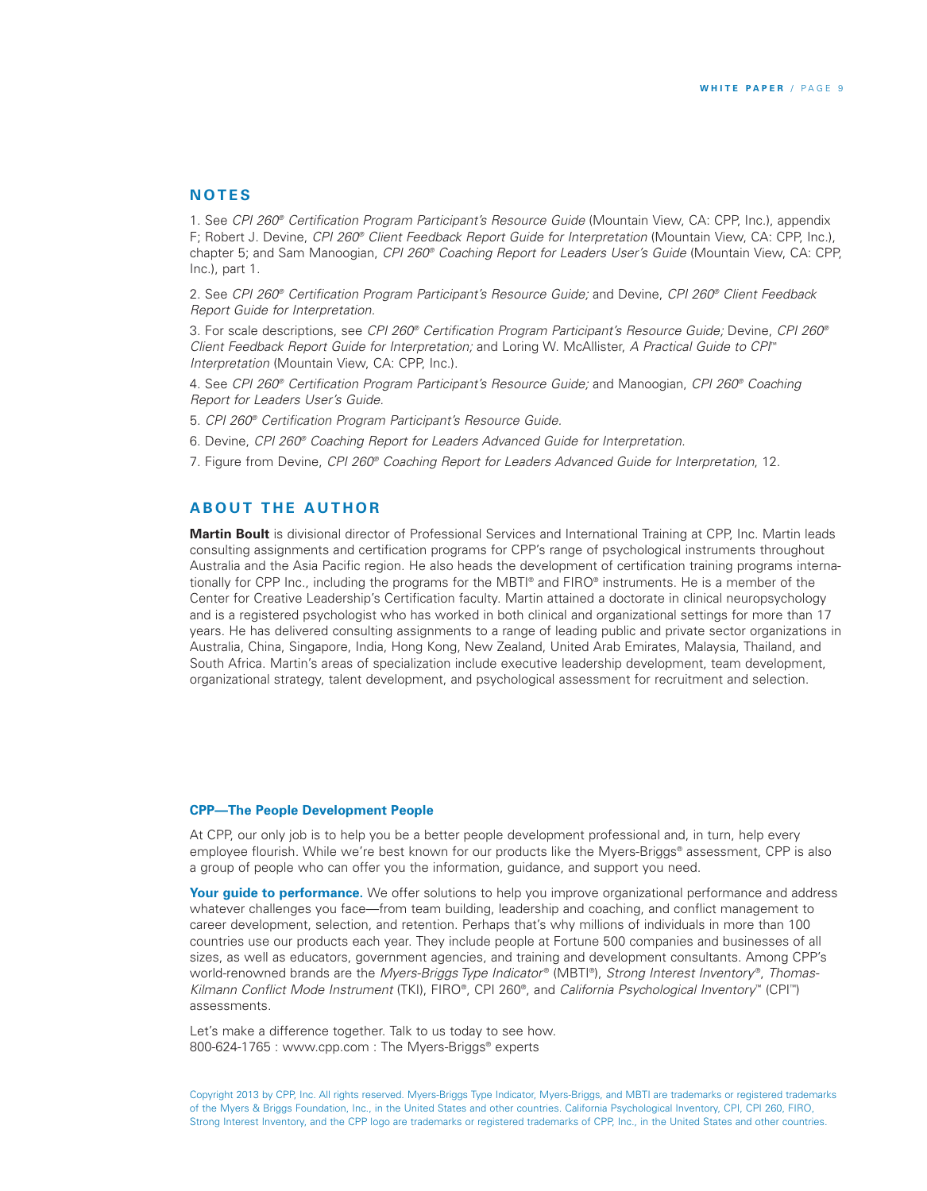## NOTES

1. See *CPI 260® Certification Program Participant's Resource Guide* (Mountain View, CA: CPP, Inc.), appendix F; Robert J. Devine, *CPI 260® Client Feedback Report Guide for Interpretation* (Mountain View, CA: CPP, Inc.), chapter 5; and Sam Manoogian, *CPI 260® Coaching Report for Leaders User's Guide* (Mountain View, CA: CPP, Inc.), part 1.

2. See *CPI 260® Certification Program Participant's Resource Guide;* and Devine, *CPI 260® Client Feedback Report Guide for Interpretation.*

3. For scale descriptions, see *CPI 260® Certification Program Participant's Resource Guide;* Devine, *CPI 260® Client Feedback Report Guide for Interpretation;* and Loring W. McAllister, *A Practical Guide to CPI™ Interpretation* (Mountain View, CA: CPP, Inc.).

4. See *CPI 260® Certification Program Participant's Resource Guide;* and Manoogian, *CPI 260® Coaching Report for Leaders User's Guide.*

5. *CPI 260® Certification Program Participant's Resource Guide.*

6. Devine, *CPI 260® Coaching Report for Leaders Advanced Guide for Interpretation.*

7. Figure from Devine, *CPI 260® Coaching Report for Leaders Advanced Guide for Interpretation*, 12.

## ABOUT THE AUTHOR

**Martin Boult** is divisional director of Professional Services and International Training at CPP, Inc. Martin leads consulting assignments and certification programs for CPP's range of psychological instruments throughout Australia and the Asia Pacific region. He also heads the development of certification training programs internationally for CPP Inc., including the programs for the MBTI® and FIRO® instruments. He is a member of the Center for Creative Leadership's Certification faculty. Martin attained a doctorate in clinical neuropsychology and is a registered psychologist who has worked in both clinical and organizational settings for more than 17 years. He has delivered consulting assignments to a range of leading public and private sector organizations in Australia, China, Singapore, India, Hong Kong, New Zealand, United Arab Emirates, Malaysia, Thailand, and South Africa. Martin's areas of specialization include executive leadership development, team development, organizational strategy, talent development, and psychological assessment for recruitment and selection.

**CPP—The People Development People**

At CPP, our only job is to help you be a better people development professional and, in turn, help every employee flourish. While we're best known for our products like the Myers-Briggs® assessment, CPP is also a group of people who can offer you the information, guidance, and support you need.

**Your guide to performance.** We offer solutions to help you improve organizational performance and address whatever challenges you face—from team building, leadership and coaching, and conflict management to career development, selection, and retention. Perhaps that's why millions of individuals in more than 100 countries use our products each year. They include people at Fortune 500 companies and businesses of all sizes, as well as educators, government agencies, and training and development consultants. Among CPP's world-renowned brands are the *Myers-Briggs Type Indicator®* (MBTI®), *Strong Interest Inventory®*, *Thomas-Kilmann Conflict Mode Instrument* (TKI), FIRO®, CPI 260®, and *California Psychological Inventory™* (CPI™) assessments.

Let's make a difference together. Talk to us today to see how.
800-624-1765 : www.cpp.com : The Myers-Briggs® experts

Copyright 2013 by CPP, Inc. All rights reserved. Myers-Briggs Type Indicator, Myers-Briggs, and MBTI are trademarks or registered trademarks of the Myers & Briggs Foundation, Inc., in the United States and other countries. California Psychological Inventory, CPI, CPI 260, FIRO, Strong Interest Inventory, and the CPP logo are trademarks or registered trademarks of CPP, Inc., in the United States and other countries.